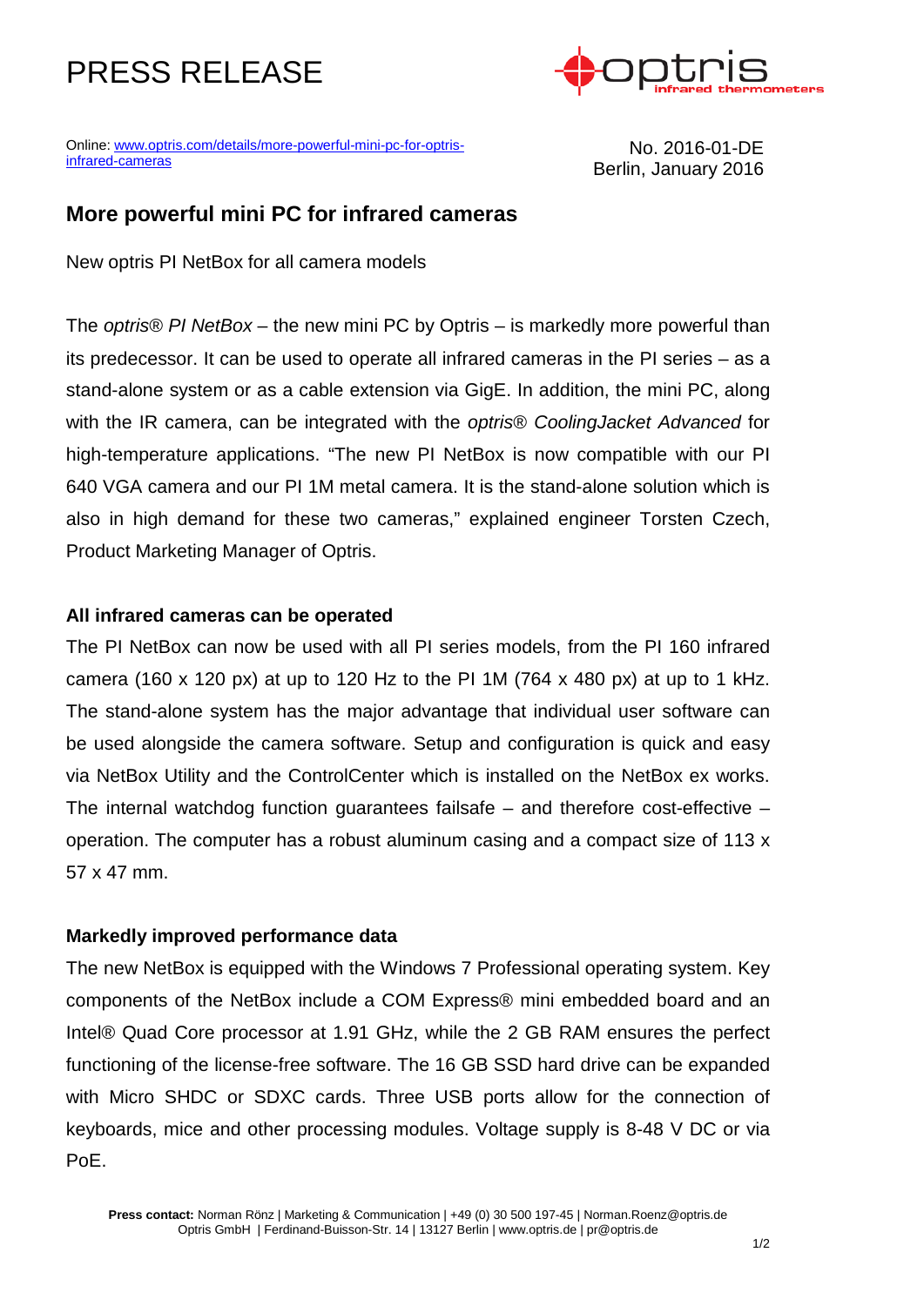# PRESS RELEASE

Online: [www.optris.com/details/more-powerful-mini-pc-for-optris-infrared-cameras](www.optris.com/details/more-powerful-mini-pc-for-optris-infrared-cameras)

No. 2016-01-DE
Berlin, January 2016

## More powerful mini PC for infrared cameras

New optris PI NetBox for all camera models

The *optris® PI NetBox* – the new mini PC by Optris – is markedly more powerful than its predecessor. It can be used to operate all infrared cameras in the PI series – as a stand-alone system or as a cable extension via GigE. In addition, the mini PC, along with the IR camera, can be integrated with the *optris® CoolingJacket Advanced* for high-temperature applications. "The new PI NetBox is now compatible with our PI 640 VGA camera and our PI 1M metal camera. It is the stand-alone solution which is also in high demand for these two cameras," explained engineer Torsten Czech, Product Marketing Manager of Optris.

### All infrared cameras can be operated

The PI NetBox can now be used with all PI series models, from the PI 160 infrared camera (160 x 120 px) at up to 120 Hz to the PI 1M (764 x 480 px) at up to 1 kHz. The stand-alone system has the major advantage that individual user software can be used alongside the camera software. Setup and configuration is quick and easy via NetBox Utility and the ControlCenter which is installed on the NetBox ex works. The internal watchdog function guarantees failsafe – and therefore cost-effective – operation. The computer has a robust aluminum casing and a compact size of 113 x 57 x 47 mm.

### Markedly improved performance data

The new NetBox is equipped with the Windows 7 Professional operating system. Key components of the NetBox include a COM Express® mini embedded board and an Intel® Quad Core processor at 1.91 GHz, while the 2 GB RAM ensures the perfect functioning of the license-free software. The 16 GB SSD hard drive can be expanded with Micro SHDC or SDXC cards. Three USB ports allow for the connection of keyboards, mice and other processing modules. Voltage supply is 8-48 V DC or via PoE.

**Press contact:** Norman Rönz | Marketing & Communication | +49 (0) 30 500 197-45 | Norman.Roenz@optris.de
Optris GmbH | Ferdinand-Buisson-Str. 14 | 13127 Berlin | www.optris.de | pr@optris.de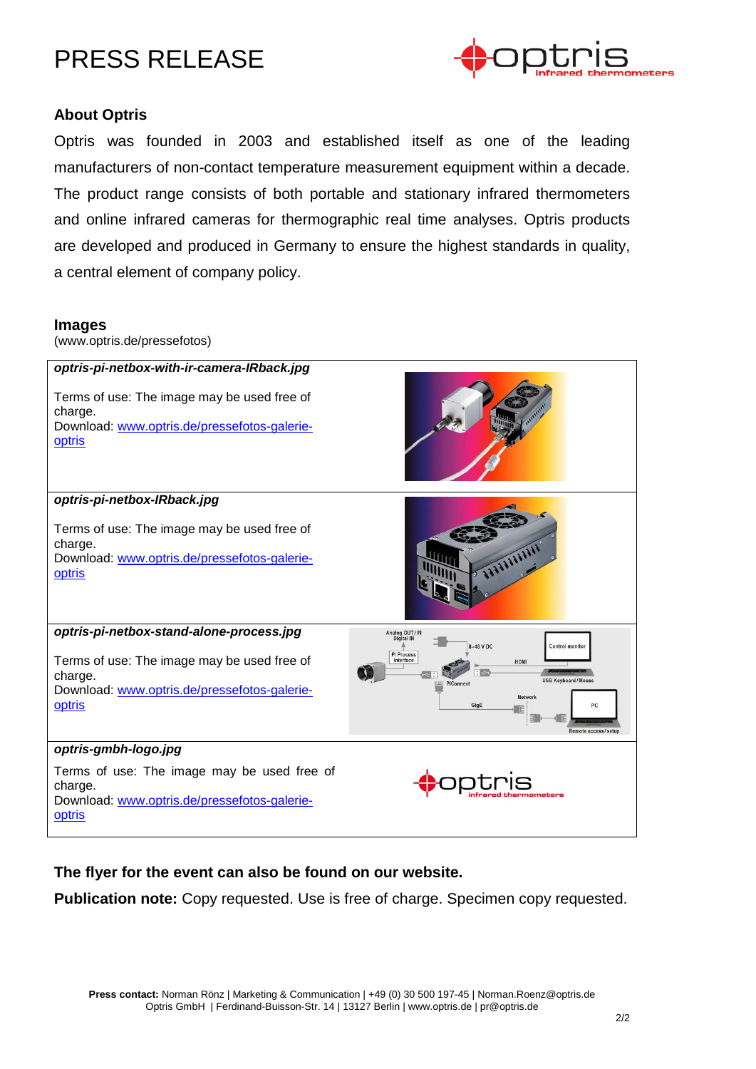# PRESS RELEASE

## About Optris

Optris was founded in 2003 and established itself as one of the leading manufacturers of non-contact temperature measurement equipment within a decade. The product range consists of both portable and stationary infrared thermometers and online infrared cameras for thermographic real time analyses. Optris products are developed and produced in Germany to ensure the highest standards in quality, a central element of company policy.

## Images

(www.optris.de/pressefotos)

| | |
|---|---|
| ***optris-pi-netbox-with-ir-camera-IRback.jpg***<br><br>Terms of use: The image may be used free of charge.<br>Download: [www.optris.de/pressefotos-galerie-optris](www.optris.de/pressefotos-galerie-optris) | |
| ***optris-pi-netbox-IRback.jpg***<br><br>Terms of use: The image may be used free of charge.<br>Download: [www.optris.de/pressefotos-galerie-optris](www.optris.de/pressefotos-galerie-optris) | |
| ***optris-pi-netbox-stand-alone-process.jpg***<br><br>Terms of use: The image may be used free of charge.<br>Download: [www.optris.de/pressefotos-galerie-optris](www.optris.de/pressefotos-galerie-optris) | |
| ***optris-gmbh-logo.jpg***<br><br>Terms of use: The image may be used free of charge.<br>Download: [www.optris.de/pressefotos-galerie-optris](www.optris.de/pressefotos-galerie-optris) | |

**The flyer for the event can also be found on our website.**

**Publication note:** Copy requested. Use is free of charge. Specimen copy requested.

**Press contact:** Norman Rönz | Marketing & Communication | +49 (0) 30 500 197-45 | Norman.Roenz@optris.de
Optris GmbH | Ferdinand-Buisson-Str. 14 | 13127 Berlin | www.optris.de | pr@optris.de